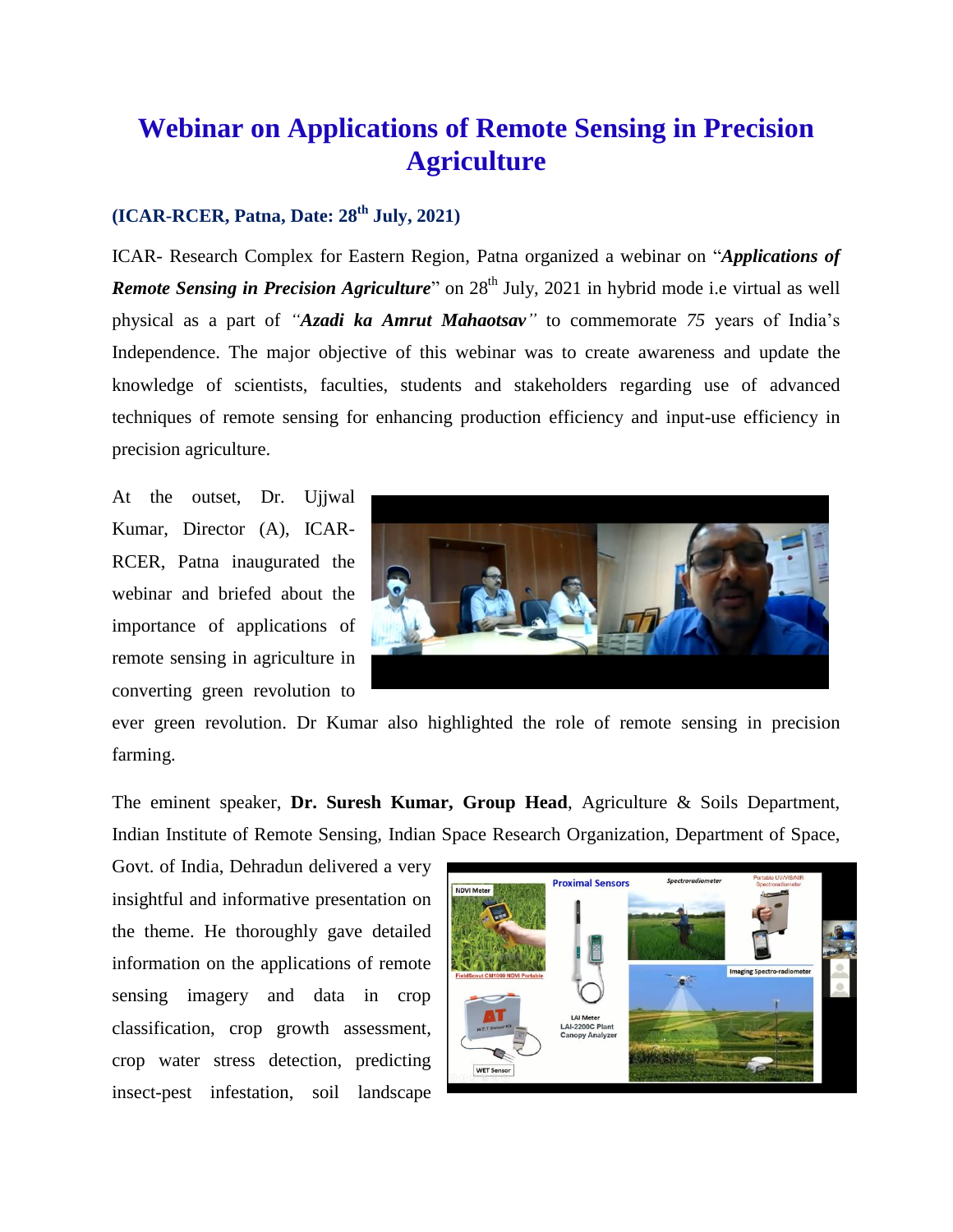# Webinar on Applications of Remote Sensing in Precision Agriculture

### (ICAR-RCER, Patna, Date: 28th July, 2021)

ICAR- Research Complex for Eastern Region, Patna organized a webinar on "***Applications of Remote Sensing in Precision Agriculture***" on 28th July, 2021 in hybrid mode i.e virtual as well physical as a part of *"**Azadi ka Amrut Mahaotsav**"* to commemorate *75* years of India's Independence. The major objective of this webinar was to create awareness and update the knowledge of scientists, faculties, students and stakeholders regarding use of advanced techniques of remote sensing for enhancing production efficiency and input-use efficiency in precision agriculture.

At the outset, Dr. Ujjwal Kumar, Director (A), ICAR-RCER, Patna inaugurated the webinar and briefed about the importance of applications of remote sensing in agriculture in converting green revolution to ever green revolution. Dr Kumar also highlighted the role of remote sensing in precision farming.

The eminent speaker, **Dr. Suresh Kumar, Group Head**, Agriculture & Soils Department, Indian Institute of Remote Sensing, Indian Space Research Organization, Department of Space, Govt. of India, Dehradun delivered a very insightful and informative presentation on the theme. He thoroughly gave detailed information on the applications of remote sensing imagery and data in crop classification, crop growth assessment, crop water stress detection, predicting insect-pest infestation, soil landscape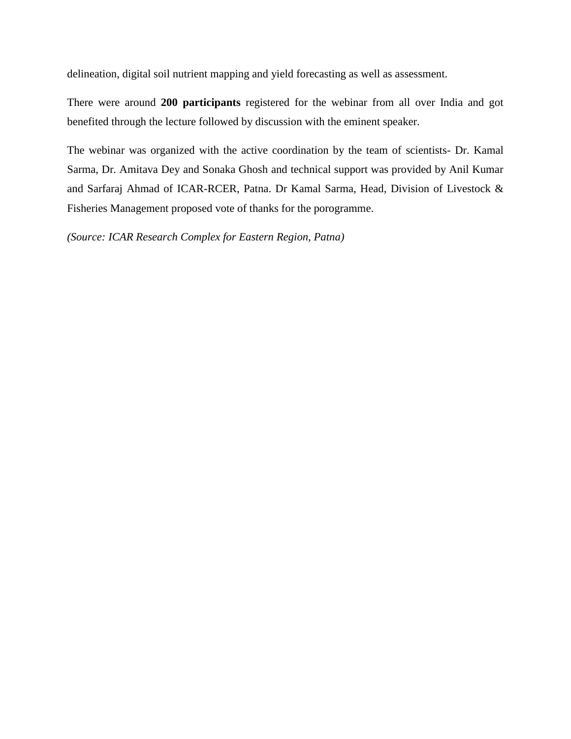delineation, digital soil nutrient mapping and yield forecasting as well as assessment.

There were around **200 participants** registered for the webinar from all over India and got benefited through the lecture followed by discussion with the eminent speaker.

The webinar was organized with the active coordination by the team of scientists- Dr. Kamal Sarma, Dr. Amitava Dey and Sonaka Ghosh and technical support was provided by Anil Kumar and Sarfaraj Ahmad of ICAR-RCER, Patna. Dr Kamal Sarma, Head, Division of Livestock & Fisheries Management proposed vote of thanks for the porogramme.

*(Source: ICAR Research Complex for Eastern Region, Patna)*